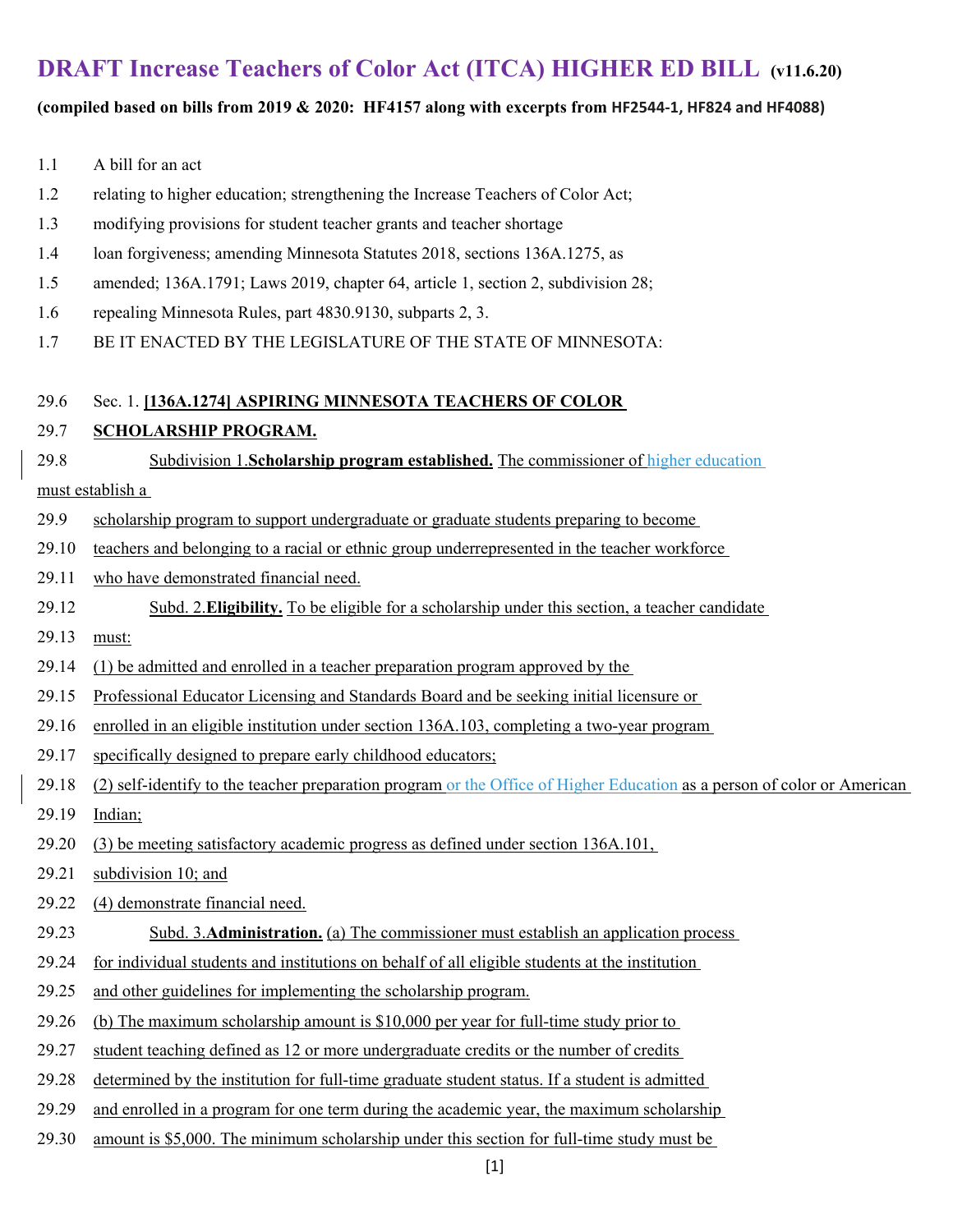# DRAFT Increase Teachers of Color Act (ITCA) HIGHER ED BILL (v11.6.20)

**(compiled based on bills from 2019 & 2020: HF4157 along with excerpts from HF2544-1, HF824 and HF4088)**

1.1 A bill for an act

1.2 relating to higher education; strengthening the Increase Teachers of Color Act;

1.3 modifying provisions for student teacher grants and teacher shortage

1.4 loan forgiveness; amending Minnesota Statutes 2018, sections 136A.1275, as

1.5 amended; 136A.1791; Laws 2019, chapter 64, article 1, section 2, subdivision 28;

1.6 repealing Minnesota Rules, part 4830.9130, subparts 2, 3.

1.7 BE IT ENACTED BY THE LEGISLATURE OF THE STATE OF MINNESOTA:

29.6 Sec. 1. **[136A.1274] ASPIRING MINNESOTA TEACHERS OF COLOR**

29.7 **SCHOLARSHIP PROGRAM.**

29.8 Subdivision 1.**Scholarship program established.** The commissioner of higher education must establish a

29.9 scholarship program to support undergraduate or graduate students preparing to become

29.10 teachers and belonging to a racial or ethnic group underrepresented in the teacher workforce

29.11 who have demonstrated financial need.

29.12 Subd. 2.**Eligibility.** To be eligible for a scholarship under this section, a teacher candidate

29.13 must:

29.14 (1) be admitted and enrolled in a teacher preparation program approved by the

29.15 Professional Educator Licensing and Standards Board and be seeking initial licensure or

29.16 enrolled in an eligible institution under section 136A.103, completing a two-year program

29.17 specifically designed to prepare early childhood educators;

29.18 (2) self-identify to the teacher preparation program or the Office of Higher Education as a person of color or American

29.19 Indian;

29.20 (3) be meeting satisfactory academic progress as defined under section 136A.101,

29.21 subdivision 10; and

29.22 (4) demonstrate financial need.

29.23 Subd. 3.**Administration.** (a) The commissioner must establish an application process

29.24 for individual students and institutions on behalf of all eligible students at the institution

29.25 and other guidelines for implementing the scholarship program.

29.26 (b) The maximum scholarship amount is $10,000 per year for full-time study prior to

29.27 student teaching defined as 12 or more undergraduate credits or the number of credits

29.28 determined by the institution for full-time graduate student status. If a student is admitted

29.29 and enrolled in a program for one term during the academic year, the maximum scholarship

29.30 amount is $5,000. The minimum scholarship under this section for full-time study must be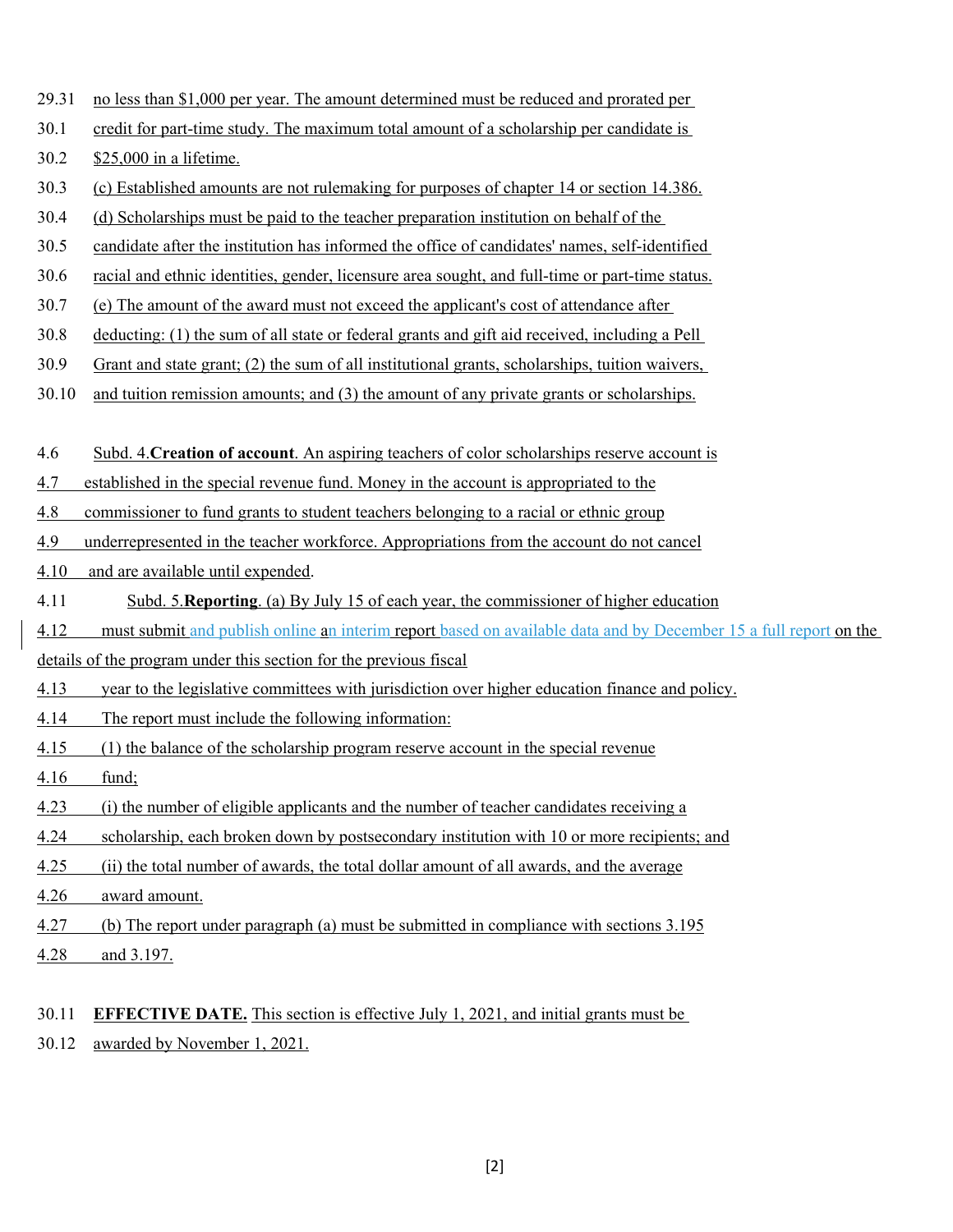29.31 no less than $1,000 per year. The amount determined must be reduced and prorated per

30.1 credit for part-time study. The maximum total amount of a scholarship per candidate is

30.2 $25,000 in a lifetime.

30.3 (c) Established amounts are not rulemaking for purposes of chapter 14 or section 14.386.

30.4 (d) Scholarships must be paid to the teacher preparation institution on behalf of the

30.5 candidate after the institution has informed the office of candidates' names, self-identified

30.6 racial and ethnic identities, gender, licensure area sought, and full-time or part-time status.

30.7 (e) The amount of the award must not exceed the applicant's cost of attendance after

30.8 deducting: (1) the sum of all state or federal grants and gift aid received, including a Pell

30.9 Grant and state grant; (2) the sum of all institutional grants, scholarships, tuition waivers,

30.10 and tuition remission amounts; and (3) the amount of any private grants or scholarships.

4.6 Subd. 4. **Creation of account**. An aspiring teachers of color scholarships reserve account is

4.7 established in the special revenue fund. Money in the account is appropriated to the

4.8 commissioner to fund grants to student teachers belonging to a racial or ethnic group

4.9 underrepresented in the teacher workforce. Appropriations from the account do not cancel

4.10 and are available until expended.

4.11 Subd. 5. **Reporting**. (a) By July 15 of each year, the commissioner of higher education

4.12 must submit and publish online an interim report based on available data and by December 15 a full report on the details of the program under this section for the previous fiscal

4.13 year to the legislative committees with jurisdiction over higher education finance and policy.

4.14 The report must include the following information:

4.15 (1) the balance of the scholarship program reserve account in the special revenue

4.16 fund;

4.23 (i) the number of eligible applicants and the number of teacher candidates receiving a

4.24 scholarship, each broken down by postsecondary institution with 10 or more recipients; and

4.25 (ii) the total number of awards, the total dollar amount of all awards, and the average

4.26 award amount.

4.27 (b) The report under paragraph (a) must be submitted in compliance with sections 3.195

4.28 and 3.197.

30.11 **EFFECTIVE DATE.** This section is effective July 1, 2021, and initial grants must be

30.12 awarded by November 1, 2021.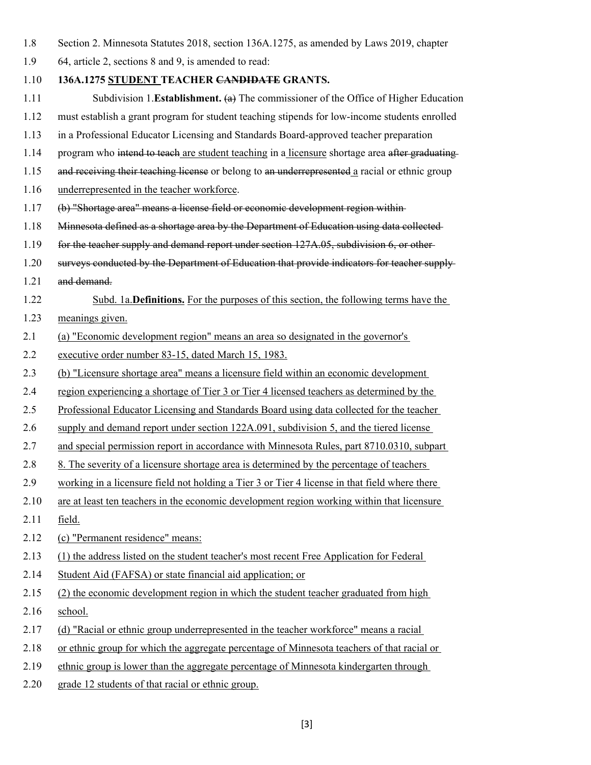Section 2. Minnesota Statutes 2018, section 136A.1275, as amended by Laws 2019, chapter 64, article 2, sections 8 and 9, is amended to read:

**136A.1275 <u>STUDENT</u> TEACHER ~~CANDIDATE~~ GRANTS.**

Subdivision 1. **Establishment.** ~~(a)~~ The commissioner of the Office of Higher Education must establish a grant program for student teaching stipends for low-income students enrolled in a Professional Educator Licensing and Standards Board-approved teacher preparation program who ~~intend to teach~~ <u>are student teaching</u> in a <u>licensure</u> shortage area ~~after graduating and receiving their teaching license~~ or belong to ~~an underrepresented~~ <u>a</u> racial or ethnic group <u>underrepresented in the teacher workforce</u>.

~~(b) "Shortage area" means a license field or economic development region within Minnesota defined as a shortage area by the Department of Education using data collected for the teacher supply and demand report under section 127A.05, subdivision 6, or other surveys conducted by the Department of Education that provide indicators for teacher supply and demand.~~

<u>Subd. 1a. **Definitions.** For the purposes of this section, the following terms have the meanings given.</u>

<u>(a) "Economic development region" means an area so designated in the governor's executive order number 83-15, dated March 15, 1983.</u>

<u>(b) "Licensure shortage area" means a licensure field within an economic development region experiencing a shortage of Tier 3 or Tier 4 licensed teachers as determined by the Professional Educator Licensing and Standards Board using data collected for the teacher supply and demand report under section 122A.091, subdivision 5, and the tiered license and special permission report in accordance with Minnesota Rules, part 8710.0310, subpart 8. The severity of a licensure shortage area is determined by the percentage of teachers working in a licensure field not holding a Tier 3 or Tier 4 license in that field where there are at least ten teachers in the economic development region working within that licensure field.</u>

<u>(c) "Permanent residence" means:</u>

<u>(1) the address listed on the student teacher's most recent Free Application for Federal Student Aid (FAFSA) or state financial aid application; or</u>

<u>(2) the economic development region in which the student teacher graduated from high school.</u>

<u>(d) "Racial or ethnic group underrepresented in the teacher workforce" means a racial or ethnic group for which the aggregate percentage of Minnesota teachers of that racial or ethnic group is lower than the aggregate percentage of Minnesota kindergarten through grade 12 students of that racial or ethnic group.</u>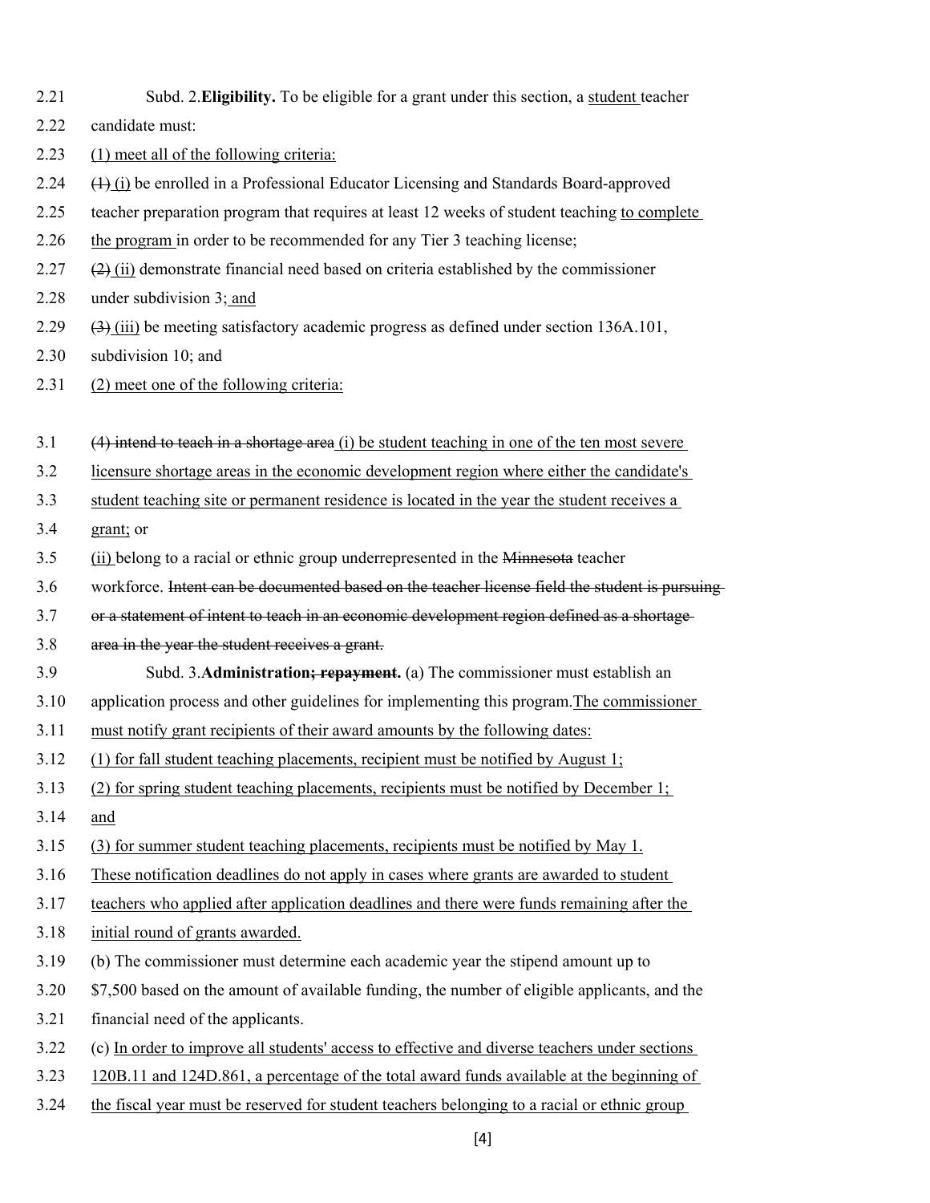2.21 Subd. 2.**Eligibility.** To be eligible for a grant under this section, a <u>student</u> teacher

2.22 candidate must:

2.23 <u>(1) meet all of the following criteria:</u>

2.24 ~~(1)~~ <u>(i)</u> be enrolled in a Professional Educator Licensing and Standards Board-approved

2.25 teacher preparation program that requires at least 12 weeks of student teaching <u>to complete</u>

2.26 <u>the program</u> in order to be recommended for any Tier 3 teaching license;

2.27 ~~(2)~~ <u>(ii)</u> demonstrate financial need based on criteria established by the commissioner

2.28 under subdivision 3<u>; and</u>

2.29 ~~(3)~~ <u>(iii)</u> be meeting satisfactory academic progress as defined under section 136A.101,

2.30 subdivision 10; and

2.31 <u>(2) meet one of the following criteria:</u>

3.1 ~~(4) intend to teach in a shortage area~~ <u>(i) be student teaching in one of the ten most severe</u>

3.2 <u>licensure shortage areas in the economic development region where either the candidate's</u>

3.3 <u>student teaching site or permanent residence is located in the year the student receives a</u>

3.4 <u>grant;</u> or

3.5 <u>(ii)</u> belong to a racial or ethnic group underrepresented in the ~~Minnesota~~ teacher

3.6 workforce. ~~Intent can be documented based on the teacher license field the student is pursuing~~

3.7 ~~or a statement of intent to teach in an economic development region defined as a shortage~~

3.8 ~~area in the year the student receives a grant.~~

3.9 Subd. 3.**Administration~~; repayment~~.** (a) The commissioner must establish an

3.10 application process and other guidelines for implementing this program.<u>The commissioner</u>

3.11 <u>must notify grant recipients of their award amounts by the following dates:</u>

3.12 <u>(1) for fall student teaching placements, recipient must be notified by August 1;</u>

3.13 <u>(2) for spring student teaching placements, recipients must be notified by December 1;</u>

3.14 <u>and</u>

3.15 <u>(3) for summer student teaching placements, recipients must be notified by May 1.</u>

3.16 <u>These notification deadlines do not apply in cases where grants are awarded to student</u>

3.17 <u>teachers who applied after application deadlines and there were funds remaining after the</u>

3.18 <u>initial round of grants awarded.</u>

3.19 (b) The commissioner must determine each academic year the stipend amount up to

3.20 $7,500 based on the amount of available funding, the number of eligible applicants, and the

3.21 financial need of the applicants.

3.22 (c) <u>In order to improve all students' access to effective and diverse teachers under sections</u>

3.23 <u>120B.11 and 124D.861, a percentage of the total award funds available at the beginning of</u>

3.24 <u>the fiscal year must be reserved for student teachers belonging to a racial or ethnic group</u>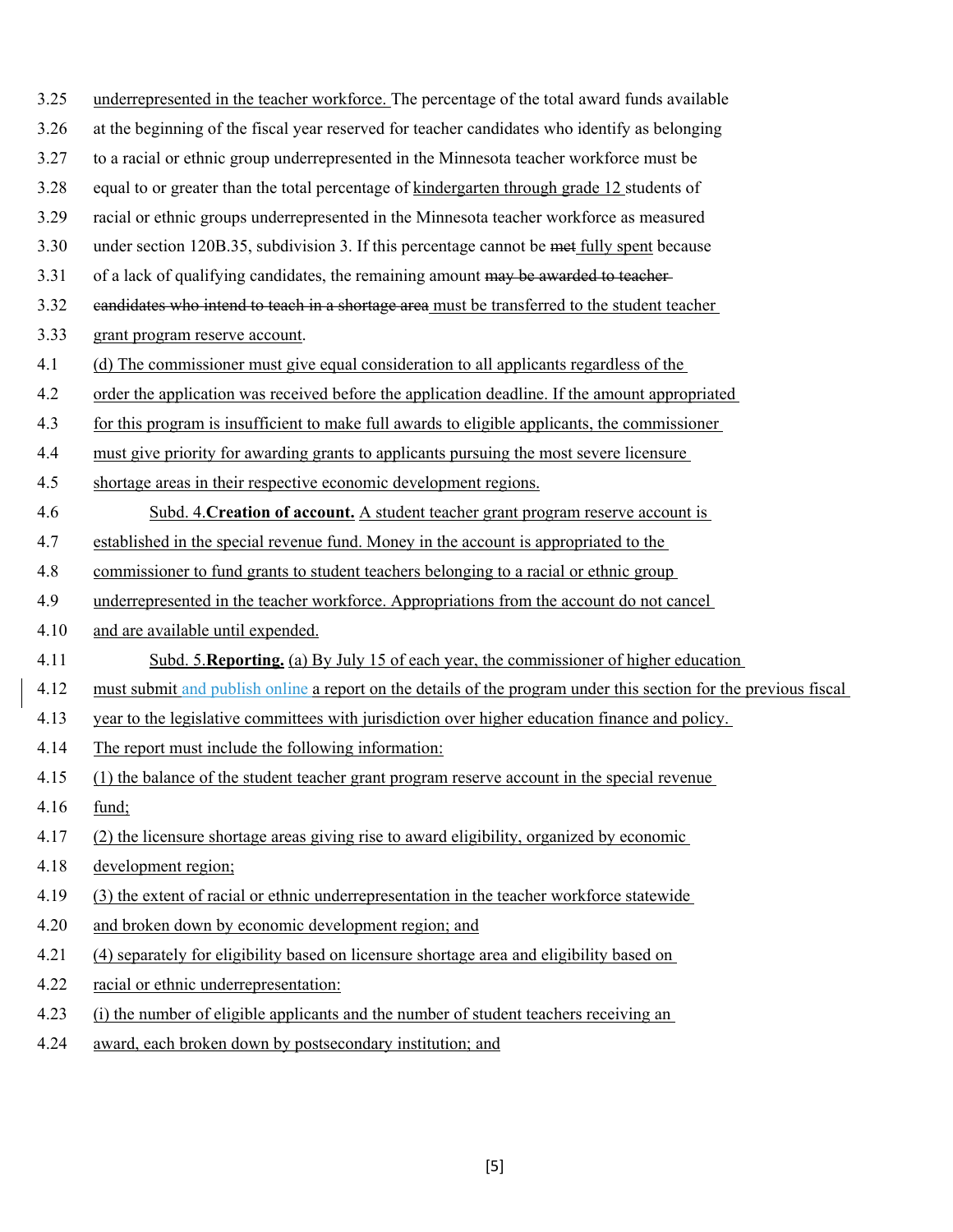3.25 underrepresented in the teacher workforce. The percentage of the total award funds available
3.26 at the beginning of the fiscal year reserved for teacher candidates who identify as belonging
3.27 to a racial or ethnic group underrepresented in the Minnesota teacher workforce must be
3.28 equal to or greater than the total percentage of kindergarten through grade 12 students of
3.29 racial or ethnic groups underrepresented in the Minnesota teacher workforce as measured
3.30 under section 120B.35, subdivision 3. If this percentage cannot be ~~met~~ fully spent because
3.31 of a lack of qualifying candidates, the remaining amount ~~may be awarded to teacher~~
3.32 ~~candidates who intend to teach in a shortage area~~ must be transferred to the student teacher
3.33 grant program reserve account.

4.1 (d) The commissioner must give equal consideration to all applicants regardless of the
4.2 order the application was received before the application deadline. If the amount appropriated
4.3 for this program is insufficient to make full awards to eligible applicants, the commissioner
4.4 must give priority for awarding grants to applicants pursuing the most severe licensure
4.5 shortage areas in their respective economic development regions.

4.6 Subd. 4. **Creation of account.** A student teacher grant program reserve account is
4.7 established in the special revenue fund. Money in the account is appropriated to the
4.8 commissioner to fund grants to student teachers belonging to a racial or ethnic group
4.9 underrepresented in the teacher workforce. Appropriations from the account do not cancel
4.10 and are available until expended.

4.11 Subd. 5. **Reporting.** (a) By July 15 of each year, the commissioner of higher education
4.12 must submit and publish online a report on the details of the program under this section for the previous fiscal
4.13 year to the legislative committees with jurisdiction over higher education finance and policy.
4.14 The report must include the following information:
4.15 (1) the balance of the student teacher grant program reserve account in the special revenue
4.16 fund;
4.17 (2) the licensure shortage areas giving rise to award eligibility, organized by economic
4.18 development region;
4.19 (3) the extent of racial or ethnic underrepresentation in the teacher workforce statewide
4.20 and broken down by economic development region; and
4.21 (4) separately for eligibility based on licensure shortage area and eligibility based on
4.22 racial or ethnic underrepresentation:
4.23 (i) the number of eligible applicants and the number of student teachers receiving an
4.24 award, each broken down by postsecondary institution; and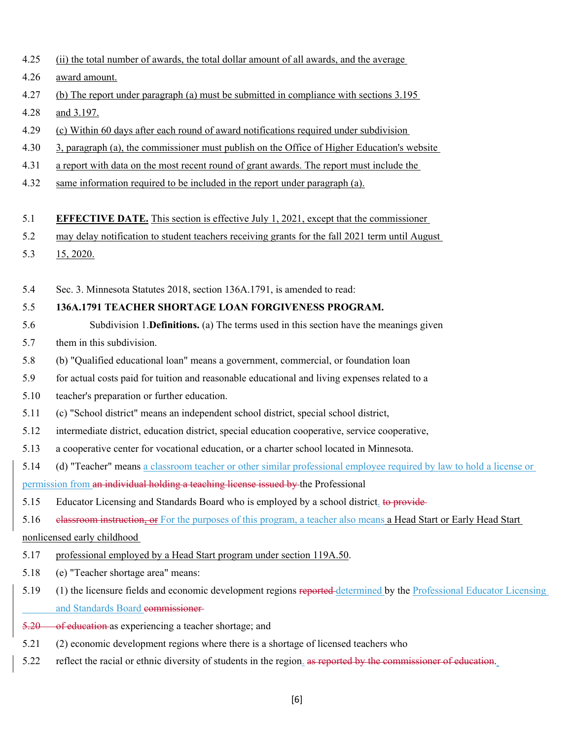4.25 (ii) the total number of awards, the total dollar amount of all awards, and the average

4.26 award amount.

4.27 (b) The report under paragraph (a) must be submitted in compliance with sections 3.195

4.28 and 3.197.

4.29 (c) Within 60 days after each round of award notifications required under subdivision

4.30 3, paragraph (a), the commissioner must publish on the Office of Higher Education's website

4.31 a report with data on the most recent round of grant awards. The report must include the

4.32 same information required to be included in the report under paragraph (a).

5.1 **EFFECTIVE DATE.** This section is effective July 1, 2021, except that the commissioner

5.2 may delay notification to student teachers receiving grants for the fall 2021 term until August

5.3 15, 2020.

5.4 Sec. 3. Minnesota Statutes 2018, section 136A.1791, is amended to read:

5.5 **136A.1791 TEACHER SHORTAGE LOAN FORGIVENESS PROGRAM.**

5.6 Subdivision 1. **Definitions.** (a) The terms used in this section have the meanings given

5.7 them in this subdivision.

5.8 (b) "Qualified educational loan" means a government, commercial, or foundation loan

5.9 for actual costs paid for tuition and reasonable educational and living expenses related to a

5.10 teacher's preparation or further education.

5.11 (c) "School district" means an independent school district, special school district,

5.12 intermediate district, education district, special education cooperative, service cooperative,

5.13 a cooperative center for vocational education, or a charter school located in Minnesota.

5.14 (d) "Teacher" means a classroom teacher or other similar professional employee required by law to hold a license or permission from ~~an individual holding a teaching license issued by~~ the Professional

5.15 Educator Licensing and Standards Board who is employed by a school district. ~~to provide~~

5.16 ~~classroom instruction, or~~ For the purposes of this program, a teacher also means a Head Start or Early Head Start nonlicensed early childhood

5.17 professional employed by a Head Start program under section 119A.50.

5.18 (e) "Teacher shortage area" means:

5.19 (1) the licensure fields and economic development regions ~~reported~~ determined by the Professional Educator Licensing and Standards Board ~~commissioner~~

~~5.20 of education~~ as experiencing a teacher shortage; and

5.21 (2) economic development regions where there is a shortage of licensed teachers who

5.22 reflect the racial or ethnic diversity of students in the region. ~~as reported by the commissioner of education.~~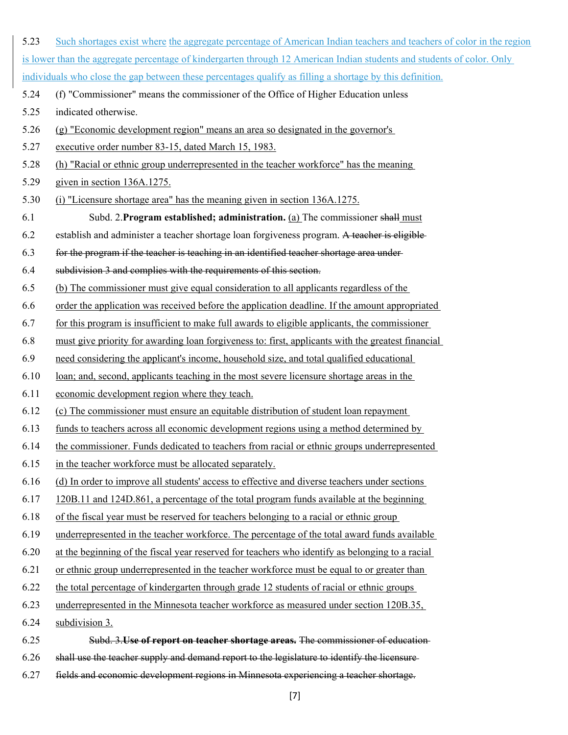5.23 Such shortages exist where the aggregate percentage of American Indian teachers and teachers of color in the region is lower than the aggregate percentage of kindergarten through 12 American Indian students and students of color. Only individuals who close the gap between these percentages qualify as filling a shortage by this definition.

5.24 (f) "Commissioner" means the commissioner of the Office of Higher Education unless
5.25 indicated otherwise.

5.26 (g) "Economic development region" means an area so designated in the governor's
5.27 executive order number 83-15, dated March 15, 1983.

5.28 (h) "Racial or ethnic group underrepresented in the teacher workforce" has the meaning
5.29 given in section 136A.1275.

5.30 (i) "Licensure shortage area" has the meaning given in section 136A.1275.

6.1 Subd. 2. **Program established; administration.** (a) The commissioner ~~shall~~ must
6.2 establish and administer a teacher shortage loan forgiveness program. ~~A teacher is eligible~~
6.3 ~~for the program if the teacher is teaching in an identified teacher shortage area under~~
6.4 ~~subdivision 3 and complies with the requirements of this section.~~

6.5 (b) The commissioner must give equal consideration to all applicants regardless of the
6.6 order the application was received before the application deadline. If the amount appropriated
6.7 for this program is insufficient to make full awards to eligible applicants, the commissioner
6.8 must give priority for awarding loan forgiveness to: first, applicants with the greatest financial
6.9 need considering the applicant's income, household size, and total qualified educational
6.10 loan; and, second, applicants teaching in the most severe licensure shortage areas in the
6.11 economic development region where they teach.

6.12 (c) The commissioner must ensure an equitable distribution of student loan repayment
6.13 funds to teachers across all economic development regions using a method determined by
6.14 the commissioner. Funds dedicated to teachers from racial or ethnic groups underrepresented
6.15 in the teacher workforce must be allocated separately.

6.16 (d) In order to improve all students' access to effective and diverse teachers under sections
6.17 120B.11 and 124D.861, a percentage of the total program funds available at the beginning
6.18 of the fiscal year must be reserved for teachers belonging to a racial or ethnic group
6.19 underrepresented in the teacher workforce. The percentage of the total award funds available
6.20 at the beginning of the fiscal year reserved for teachers who identify as belonging to a racial
6.21 or ethnic group underrepresented in the teacher workforce must be equal to or greater than
6.22 the total percentage of kindergarten through grade 12 students of racial or ethnic groups
6.23 underrepresented in the Minnesota teacher workforce as measured under section 120B.35,
6.24 subdivision 3.

6.25 ~~Subd. 3. **Use of report on teacher shortage areas.** The commissioner of education~~
6.26 ~~shall use the teacher supply and demand report to the legislature to identify the licensure~~
6.27 ~~fields and economic development regions in Minnesota experiencing a teacher shortage.~~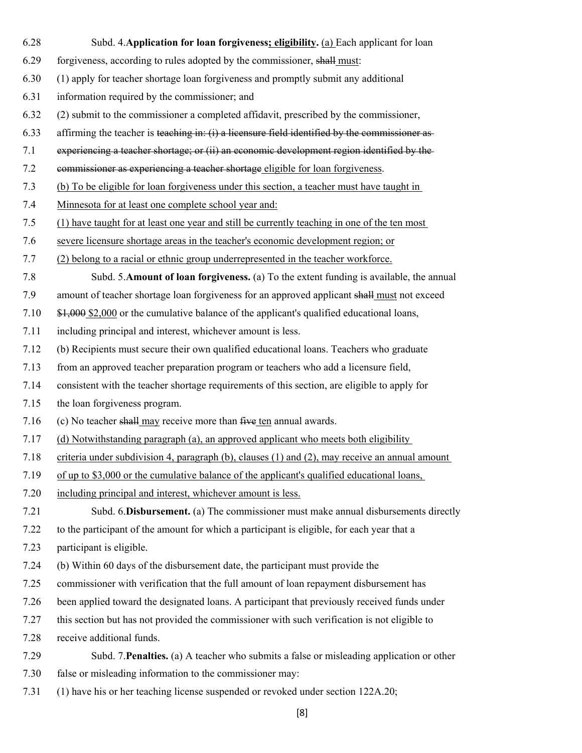6.28 Subd. 4.**Application for loan forgiveness; eligibility.** (a) Each applicant for loan

6.29 forgiveness, according to rules adopted by the commissioner, ~~shall~~ must:

6.30 (1) apply for teacher shortage loan forgiveness and promptly submit any additional

6.31 information required by the commissioner; and

6.32 (2) submit to the commissioner a completed affidavit, prescribed by the commissioner,

6.33 affirming the teacher is ~~teaching in: (i) a licensure field identified by the commissioner as~~

7.1 ~~experiencing a teacher shortage; or (ii) an economic development region identified by the~~

7.2 ~~commissioner as experiencing a teacher shortage~~ eligible for loan forgiveness.

7.3 (b) To be eligible for loan forgiveness under this section, a teacher must have taught in

7.4 Minnesota for at least one complete school year and:

7.5 (1) have taught for at least one year and still be currently teaching in one of the ten most

7.6 severe licensure shortage areas in the teacher's economic development region; or

7.7 (2) belong to a racial or ethnic group underrepresented in the teacher workforce.

7.8 Subd. 5.**Amount of loan forgiveness.** (a) To the extent funding is available, the annual

7.9 amount of teacher shortage loan forgiveness for an approved applicant ~~shall~~ must not exceed

7.10 ~~$1,000~~ $2,000 or the cumulative balance of the applicant's qualified educational loans,

7.11 including principal and interest, whichever amount is less.

7.12 (b) Recipients must secure their own qualified educational loans. Teachers who graduate

7.13 from an approved teacher preparation program or teachers who add a licensure field,

7.14 consistent with the teacher shortage requirements of this section, are eligible to apply for

7.15 the loan forgiveness program.

7.16 (c) No teacher ~~shall~~ may receive more than ~~five~~ ten annual awards.

7.17 (d) Notwithstanding paragraph (a), an approved applicant who meets both eligibility

7.18 criteria under subdivision 4, paragraph (b), clauses (1) and (2), may receive an annual amount

7.19 of up to $3,000 or the cumulative balance of the applicant's qualified educational loans,

7.20 including principal and interest, whichever amount is less.

7.21 Subd. 6.**Disbursement.** (a) The commissioner must make annual disbursements directly

7.22 to the participant of the amount for which a participant is eligible, for each year that a

7.23 participant is eligible.

7.24 (b) Within 60 days of the disbursement date, the participant must provide the

7.25 commissioner with verification that the full amount of loan repayment disbursement has

7.26 been applied toward the designated loans. A participant that previously received funds under

7.27 this section but has not provided the commissioner with such verification is not eligible to

7.28 receive additional funds.

7.29 Subd. 7.**Penalties.** (a) A teacher who submits a false or misleading application or other

7.30 false or misleading information to the commissioner may:

7.31 (1) have his or her teaching license suspended or revoked under section 122A.20;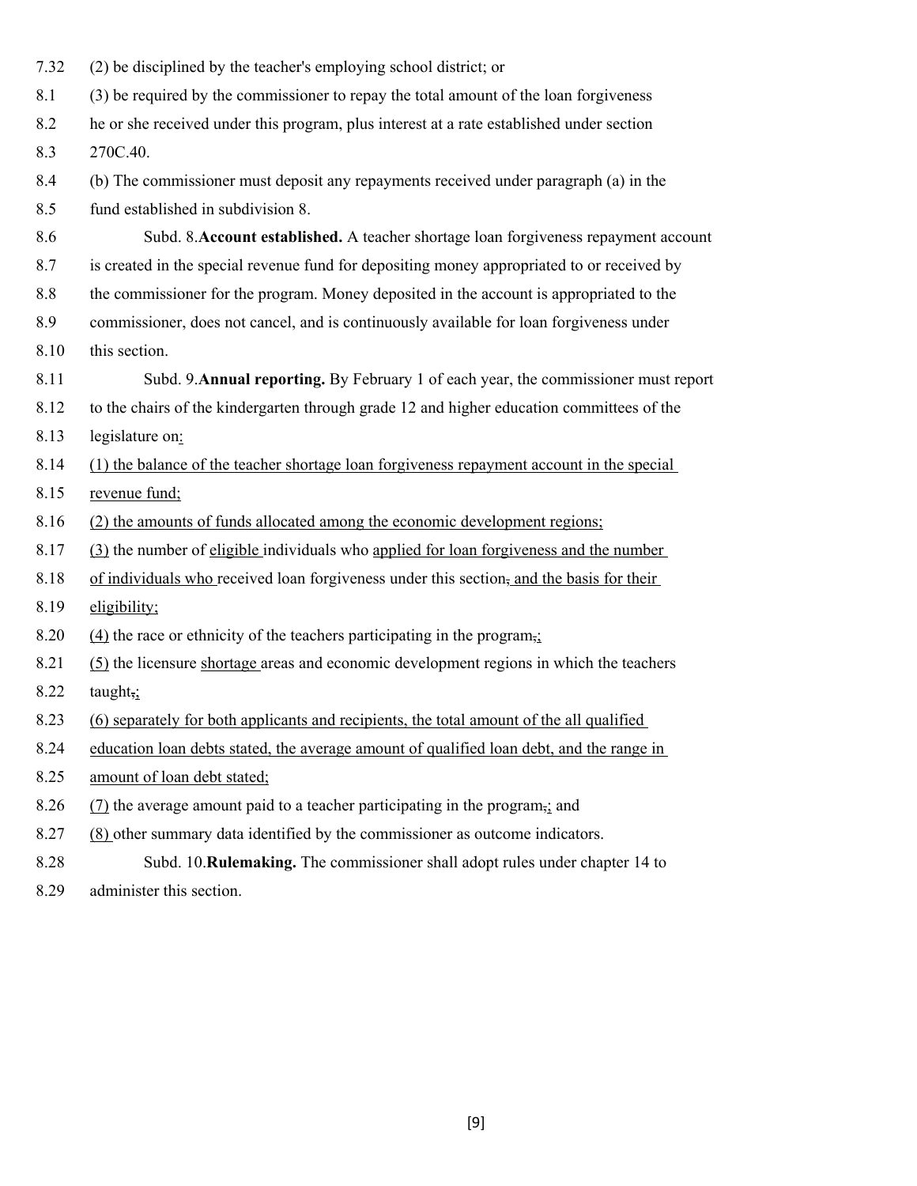7.32 (2) be disciplined by the teacher's employing school district; or

8.1 (3) be required by the commissioner to repay the total amount of the loan forgiveness
8.2 he or she received under this program, plus interest at a rate established under section
8.3 270C.40.

8.4 (b) The commissioner must deposit any repayments received under paragraph (a) in the
8.5 fund established in subdivision 8.

8.6 Subd. 8. **Account established.** A teacher shortage loan forgiveness repayment account
8.7 is created in the special revenue fund for depositing money appropriated to or received by
8.8 the commissioner for the program. Money deposited in the account is appropriated to the
8.9 commissioner, does not cancel, and is continuously available for loan forgiveness under
8.10 this section.

8.11 Subd. 9. **Annual reporting.** By February 1 of each year, the commissioner must report
8.12 to the chairs of the kindergarten through grade 12 and higher education committees of the
8.13 legislature on:

8.14 (1) the balance of the teacher shortage loan forgiveness repayment account in the special
8.15 revenue fund;

8.16 (2) the amounts of funds allocated among the economic development regions;

8.17 (3) the number of eligible individuals who applied for loan forgiveness and the number
8.18 of individuals who received loan forgiveness under this section, and the basis for their
8.19 eligibility;

8.20 (4) the race or ethnicity of the teachers participating in the program,;

8.21 (5) the licensure shortage areas and economic development regions in which the teachers
8.22 taught,;

8.23 (6) separately for both applicants and recipients, the total amount of the all qualified
8.24 education loan debts stated, the average amount of qualified loan debt, and the range in
8.25 amount of loan debt stated;

8.26 (7) the average amount paid to a teacher participating in the program,; and

8.27 (8) other summary data identified by the commissioner as outcome indicators.

8.28 Subd. 10. **Rulemaking.** The commissioner shall adopt rules under chapter 14 to
8.29 administer this section.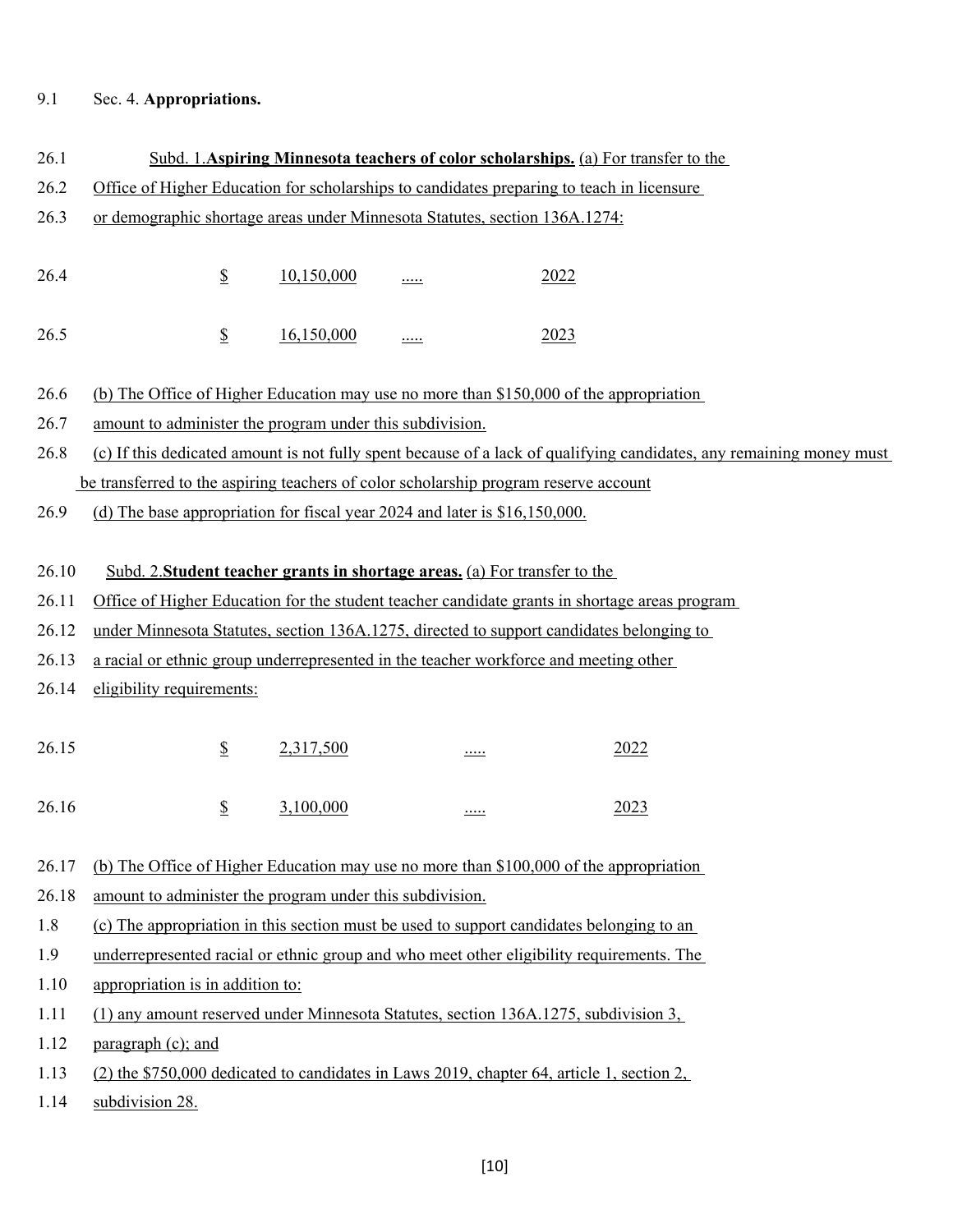9.1 Sec. 4. **Appropriations.**

26.1 Subd. 1.**Aspiring Minnesota teachers of color scholarships.** (a) For transfer to the
26.2 Office of Higher Education for scholarships to candidates preparing to teach in licensure
26.3 or demographic shortage areas under Minnesota Statutes, section 136A.1274:

| | | | | |
|---|---|---|---|---|
| 26.4 | $ | 10,150,000 | ..... | 2022 |
| 26.5 | $ | 16,150,000 | ..... | 2023 |

26.6 (b) The Office of Higher Education may use no more than $150,000 of the appropriation
26.7 amount to administer the program under this subdivision.
26.8 (c) If this dedicated amount is not fully spent because of a lack of qualifying candidates, any remaining money must be transferred to the aspiring teachers of color scholarship program reserve account
26.9 (d) The base appropriation for fiscal year 2024 and later is $16,150,000.

26.10 Subd. 2.**Student teacher grants in shortage areas.** (a) For transfer to the
26.11 Office of Higher Education for the student teacher candidate grants in shortage areas program
26.12 under Minnesota Statutes, section 136A.1275, directed to support candidates belonging to
26.13 a racial or ethnic group underrepresented in the teacher workforce and meeting other
26.14 eligibility requirements:

| | | | | |
|---|---|---|---|---|
| 26.15 | $ | 2,317,500 | ..... | 2022 |
| 26.16 | $ | 3,100,000 | ..... | 2023 |

26.17 (b) The Office of Higher Education may use no more than $100,000 of the appropriation
26.18 amount to administer the program under this subdivision.
1.8 (c) The appropriation in this section must be used to support candidates belonging to an
1.9 underrepresented racial or ethnic group and who meet other eligibility requirements. The
1.10 appropriation is in addition to:
1.11 (1) any amount reserved under Minnesota Statutes, section 136A.1275, subdivision 3,
1.12 paragraph (c); and
1.13 (2) the $750,000 dedicated to candidates in Laws 2019, chapter 64, article 1, section 2,
1.14 subdivision 28.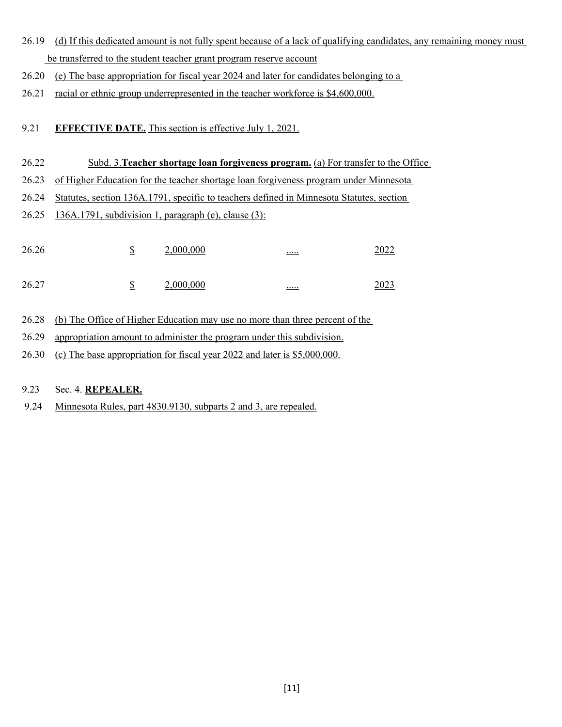26.19 (d) If this dedicated amount is not fully spent because of a lack of qualifying candidates, any remaining money must be transferred to the student teacher grant program reserve account

26.20 (e) The base appropriation for fiscal year 2024 and later for candidates belonging to a

26.21 racial or ethnic group underrepresented in the teacher workforce is $4,600,000.

9.21 **EFFECTIVE DATE.** This section is effective July 1, 2021.

26.22 Subd. 3.**Teacher shortage loan forgiveness program.** (a) For transfer to the Office

26.23 of Higher Education for the teacher shortage loan forgiveness program under Minnesota

26.24 Statutes, section 136A.1791, specific to teachers defined in Minnesota Statutes, section

26.25 136A.1791, subdivision 1, paragraph (e), clause (3):

| | | | | |
|---|---|---|---|---|
| 26.26 | $ | 2,000,000 | ..... | 2022 |
| 26.27 | $ | 2,000,000 | ..... | 2023 |

26.28 (b) The Office of Higher Education may use no more than three percent of the

26.29 appropriation amount to administer the program under this subdivision.

26.30 (c) The base appropriation for fiscal year 2022 and later is $5,000,000.

9.23 Sec. 4. **REPEALER.**

9.24 Minnesota Rules, part 4830.9130, subparts 2 and 3, are repealed.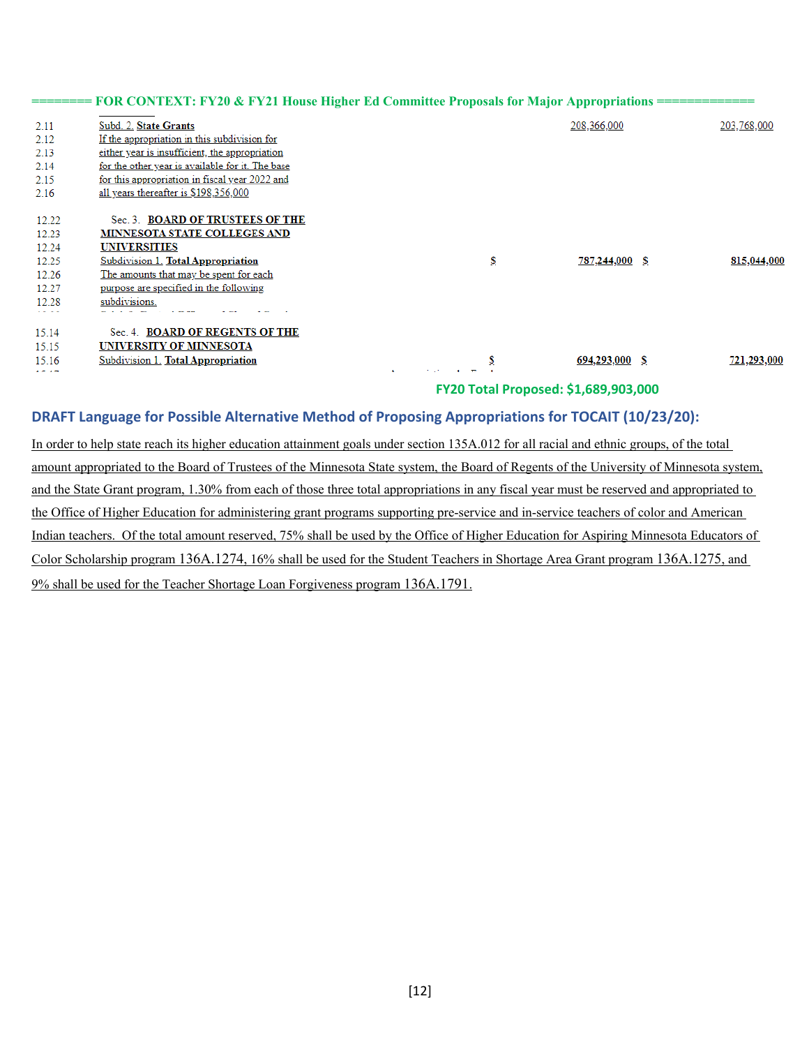======== FOR CONTEXT: FY20 & FY21 House Higher Ed Committee Proposals for Major Appropriations ============

| | | | | | |
|---|---|---|---|---|---|
| 2.11 | Subd. 2. **State Grants** | | 208,366,000 | | 203,768,000 |
| 2.12 | If the appropriation in this subdivision for | | | | |
| 2.13 | either year is insufficient, the appropriation | | | | |
| 2.14 | for the other year is available for it. The base | | | | |
| 2.15 | for this appropriation in fiscal year 2022 and | | | | |
| 2.16 | all years thereafter is $198,356,000 | | | | |
| 12.22 | Sec. 3. **BOARD OF TRUSTEES OF THE** | | | | |
| 12.23 | **MINNESOTA STATE COLLEGES AND** | | | | |
| 12.24 | **UNIVERSITIES** | | | | |
| 12.25 | Subdivision 1. **Total Appropriation** | $ | **787,244,000** | $ | **815,044,000** |
| 12.26 | The amounts that may be spent for each | | | | |
| 12.27 | purpose are specified in the following | | | | |
| 12.28 | subdivisions. | | | | |
| 15.14 | Sec. 4. **BOARD OF REGENTS OF THE** | | | | |
| 15.15 | **UNIVERSITY OF MINNESOTA** | | | | |
| 15.16 | Subdivision 1. **Total Appropriation** | $ | **694,293,000** | $ | **721,293,000** |

**FY20 Total Proposed: $1,689,903,000**

## DRAFT Language for Possible Alternative Method of Proposing Appropriations for TOCAIT (10/23/20):

In order to help state reach its higher education attainment goals under section 135A.012 for all racial and ethnic groups, of the total amount appropriated to the Board of Trustees of the Minnesota State system, the Board of Regents of the University of Minnesota system, and the State Grant program, 1.30% from each of those three total appropriations in any fiscal year must be reserved and appropriated to the Office of Higher Education for administering grant programs supporting pre-service and in-service teachers of color and American Indian teachers. Of the total amount reserved, 75% shall be used by the Office of Higher Education for Aspiring Minnesota Educators of Color Scholarship program 136A.1274, 16% shall be used for the Student Teachers in Shortage Area Grant program 136A.1275, and 9% shall be used for the Teacher Shortage Loan Forgiveness program 136A.1791.